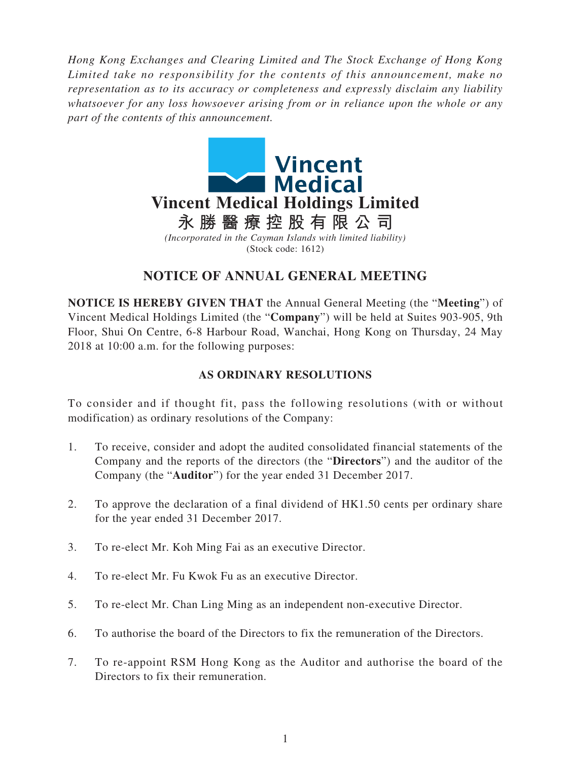*Hong Kong Exchanges and Clearing Limited and The Stock Exchange of Hong Kong Limited take no responsibility for the contents of this announcement, make no representation as to its accuracy or completeness and expressly disclaim any liability whatsoever for any loss howsoever arising from or in reliance upon the whole or any part of the contents of this announcement.*

# Vincent Medical Holdings Limited

# 永勝醫療控股有限公司

*(Incorporated in the Cayman Islands with limited liability)*

(Stock code: 1612)

## NOTICE OF ANNUAL GENERAL MEETING

**NOTICE IS HEREBY GIVEN THAT** the Annual General Meeting (the "**Meeting**") of Vincent Medical Holdings Limited (the "**Company**") will be held at Suites 903-905, 9th Floor, Shui On Centre, 6-8 Harbour Road, Wanchai, Hong Kong on Thursday, 24 May 2018 at 10:00 a.m. for the following purposes:

### AS ORDINARY RESOLUTIONS

To consider and if thought fit, pass the following resolutions (with or without modification) as ordinary resolutions of the Company:

1. To receive, consider and adopt the audited consolidated financial statements of the Company and the reports of the directors (the "**Directors**") and the auditor of the Company (the "**Auditor**") for the year ended 31 December 2017.

2. To approve the declaration of a final dividend of HK1.50 cents per ordinary share for the year ended 31 December 2017.

3. To re-elect Mr. Koh Ming Fai as an executive Director.

4. To re-elect Mr. Fu Kwok Fu as an executive Director.

5. To re-elect Mr. Chan Ling Ming as an independent non-executive Director.

6. To authorise the board of the Directors to fix the remuneration of the Directors.

7. To re-appoint RSM Hong Kong as the Auditor and authorise the board of the Directors to fix their remuneration.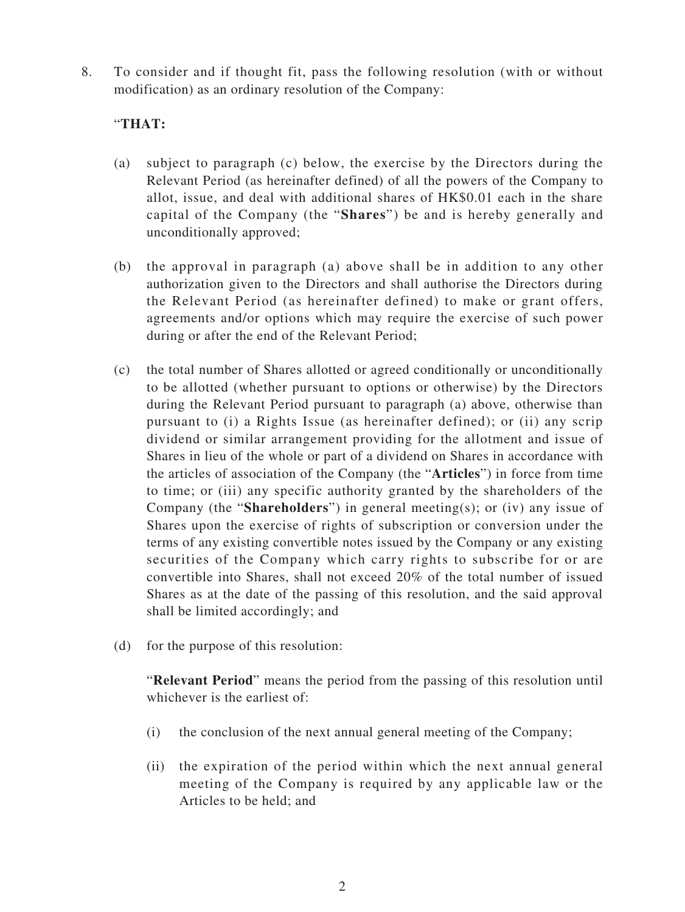8. To consider and if thought fit, pass the following resolution (with or without modification) as an ordinary resolution of the Company:

“**THAT:**

(a) subject to paragraph (c) below, the exercise by the Directors during the Relevant Period (as hereinafter defined) of all the powers of the Company to allot, issue, and deal with additional shares of HK$0.01 each in the share capital of the Company (the “**Shares**”) be and is hereby generally and unconditionally approved;

(b) the approval in paragraph (a) above shall be in addition to any other authorization given to the Directors and shall authorise the Directors during the Relevant Period (as hereinafter defined) to make or grant offers, agreements and/or options which may require the exercise of such power during or after the end of the Relevant Period;

(c) the total number of Shares allotted or agreed conditionally or unconditionally to be allotted (whether pursuant to options or otherwise) by the Directors during the Relevant Period pursuant to paragraph (a) above, otherwise than pursuant to (i) a Rights Issue (as hereinafter defined); or (ii) any scrip dividend or similar arrangement providing for the allotment and issue of Shares in lieu of the whole or part of a dividend on Shares in accordance with the articles of association of the Company (the “**Articles**”) in force from time to time; or (iii) any specific authority granted by the shareholders of the Company (the “**Shareholders**”) in general meeting(s); or (iv) any issue of Shares upon the exercise of rights of subscription or conversion under the terms of any existing convertible notes issued by the Company or any existing securities of the Company which carry rights to subscribe for or are convertible into Shares, shall not exceed 20% of the total number of issued Shares as at the date of the passing of this resolution, and the said approval shall be limited accordingly; and

(d) for the purpose of this resolution:

“**Relevant Period**” means the period from the passing of this resolution until whichever is the earliest of:

(i) the conclusion of the next annual general meeting of the Company;

(ii) the expiration of the period within which the next annual general meeting of the Company is required by any applicable law or the Articles to be held; and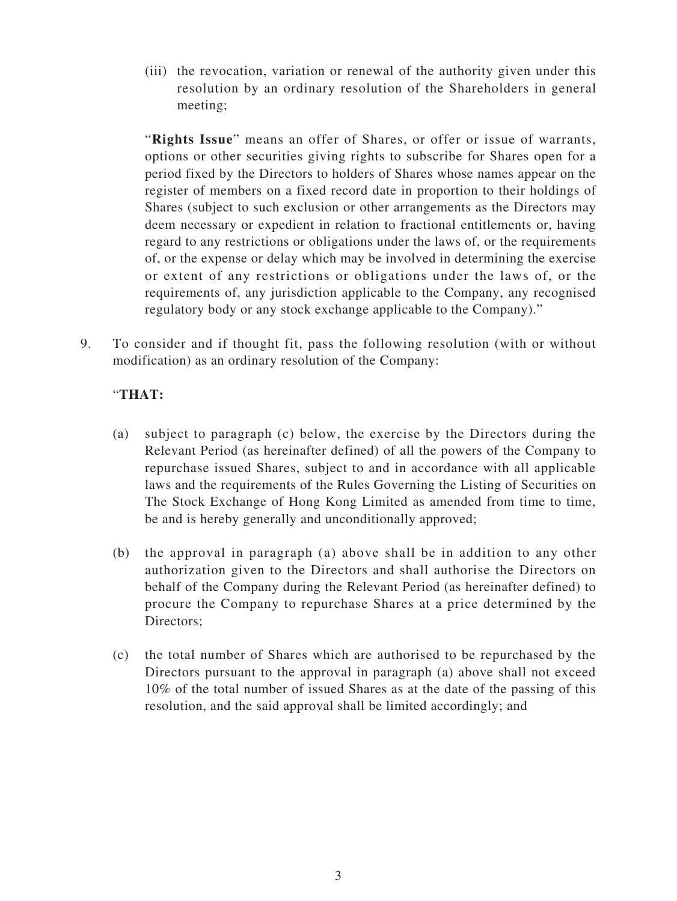(iii) the revocation, variation or renewal of the authority given under this resolution by an ordinary resolution of the Shareholders in general meeting;

"**Rights Issue**" means an offer of Shares, or offer or issue of warrants, options or other securities giving rights to subscribe for Shares open for a period fixed by the Directors to holders of Shares whose names appear on the register of members on a fixed record date in proportion to their holdings of Shares (subject to such exclusion or other arrangements as the Directors may deem necessary or expedient in relation to fractional entitlements or, having regard to any restrictions or obligations under the laws of, or the requirements of, or the expense or delay which may be involved in determining the exercise or extent of any restrictions or obligations under the laws of, or the requirements of, any jurisdiction applicable to the Company, any recognised regulatory body or any stock exchange applicable to the Company)."

9. To consider and if thought fit, pass the following resolution (with or without modification) as an ordinary resolution of the Company:

"**THAT:**

(a) subject to paragraph (c) below, the exercise by the Directors during the Relevant Period (as hereinafter defined) of all the powers of the Company to repurchase issued Shares, subject to and in accordance with all applicable laws and the requirements of the Rules Governing the Listing of Securities on The Stock Exchange of Hong Kong Limited as amended from time to time, be and is hereby generally and unconditionally approved;

(b) the approval in paragraph (a) above shall be in addition to any other authorization given to the Directors and shall authorise the Directors on behalf of the Company during the Relevant Period (as hereinafter defined) to procure the Company to repurchase Shares at a price determined by the Directors;

(c) the total number of Shares which are authorised to be repurchased by the Directors pursuant to the approval in paragraph (a) above shall not exceed 10% of the total number of issued Shares as at the date of the passing of this resolution, and the said approval shall be limited accordingly; and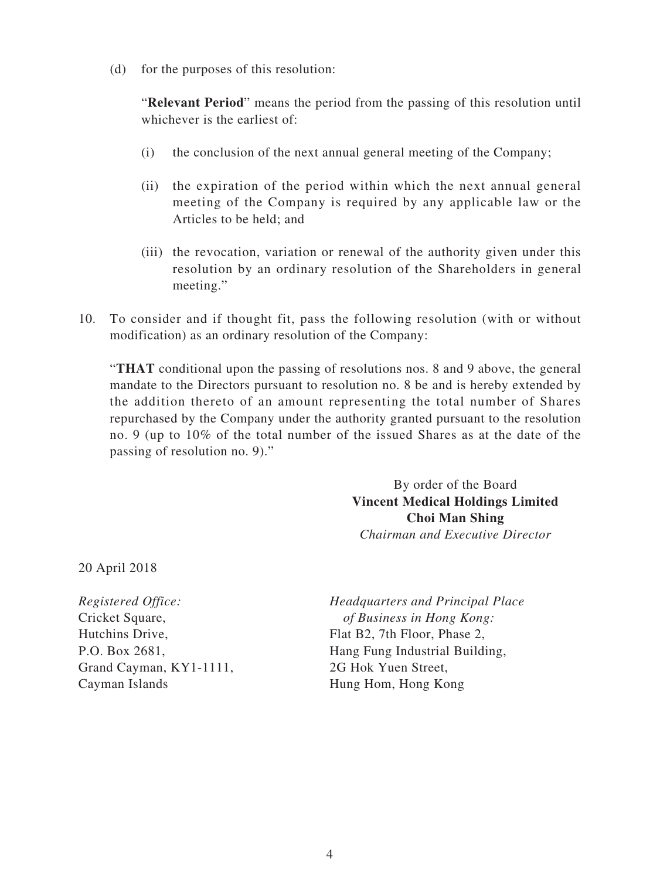(d) for the purposes of this resolution:

"**Relevant Period**" means the period from the passing of this resolution until whichever is the earliest of:

(i) the conclusion of the next annual general meeting of the Company;

(ii) the expiration of the period within which the next annual general meeting of the Company is required by any applicable law or the Articles to be held; and

(iii) the revocation, variation or renewal of the authority given under this resolution by an ordinary resolution of the Shareholders in general meeting."

10. To consider and if thought fit, pass the following resolution (with or without modification) as an ordinary resolution of the Company:

"**THAT** conditional upon the passing of resolutions nos. 8 and 9 above, the general mandate to the Directors pursuant to resolution no. 8 be and is hereby extended by the addition thereto of an amount representing the total number of Shares repurchased by the Company under the authority granted pursuant to the resolution no. 9 (up to 10% of the total number of the issued Shares as at the date of the passing of resolution no. 9)."

By order of the Board
**Vincent Medical Holdings Limited**
**Choi Man Shing**
*Chairman and Executive Director*

20 April 2018

*Registered Office:*
Cricket Square,
Hutchins Drive,
P.O. Box 2681,
Grand Cayman, KY1-1111,
Cayman Islands

*Headquarters and Principal Place of Business in Hong Kong:*
Flat B2, 7th Floor, Phase 2,
Hang Fung Industrial Building,
2G Hok Yuen Street,
Hung Hom, Hong Kong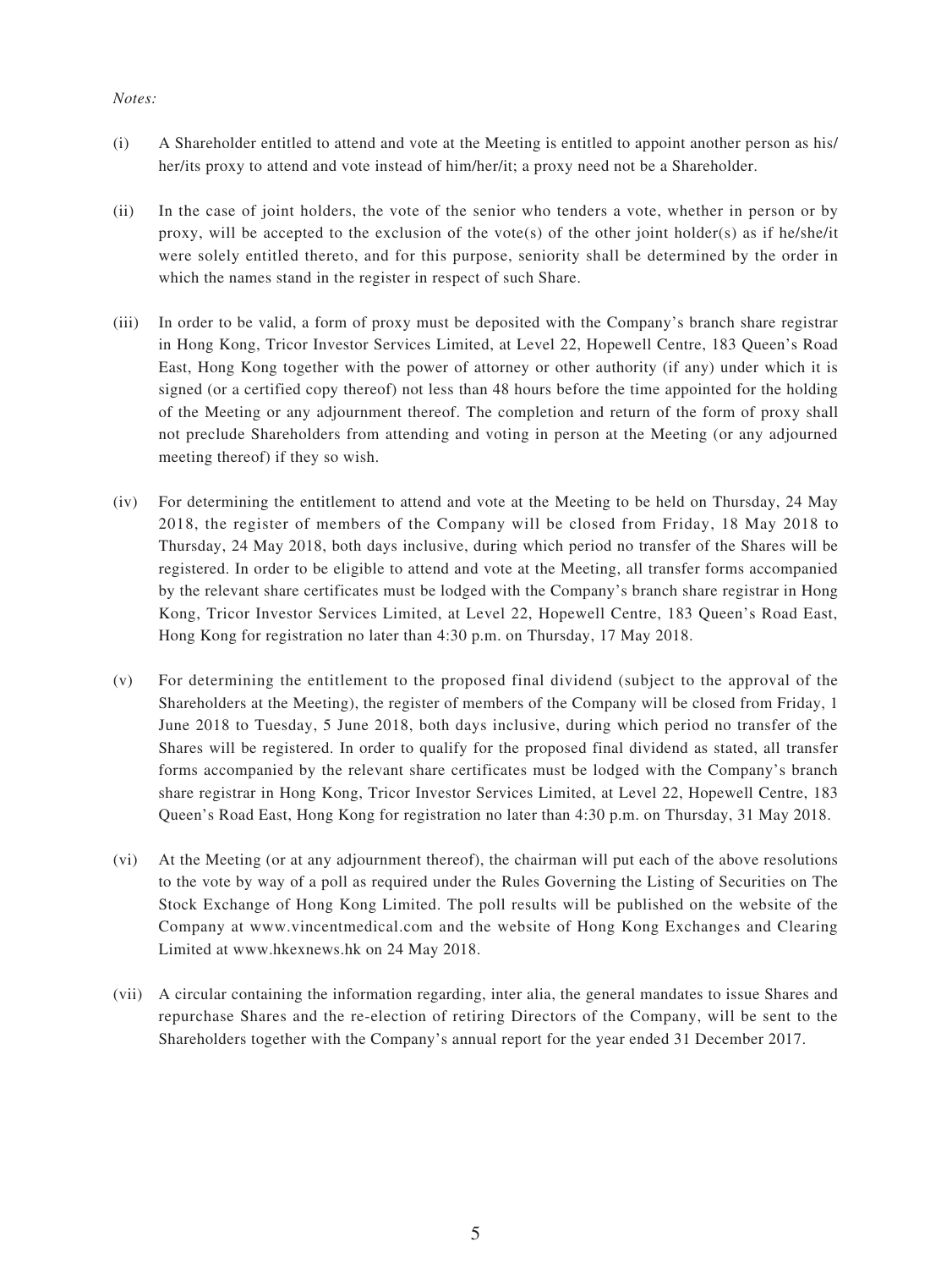*Notes:*

(i) A Shareholder entitled to attend and vote at the Meeting is entitled to appoint another person as his/her/its proxy to attend and vote instead of him/her/it; a proxy need not be a Shareholder.

(ii) In the case of joint holders, the vote of the senior who tenders a vote, whether in person or by proxy, will be accepted to the exclusion of the vote(s) of the other joint holder(s) as if he/she/it were solely entitled thereto, and for this purpose, seniority shall be determined by the order in which the names stand in the register in respect of such Share.

(iii) In order to be valid, a form of proxy must be deposited with the Company's branch share registrar in Hong Kong, Tricor Investor Services Limited, at Level 22, Hopewell Centre, 183 Queen's Road East, Hong Kong together with the power of attorney or other authority (if any) under which it is signed (or a certified copy thereof) not less than 48 hours before the time appointed for the holding of the Meeting or any adjournment thereof. The completion and return of the form of proxy shall not preclude Shareholders from attending and voting in person at the Meeting (or any adjourned meeting thereof) if they so wish.

(iv) For determining the entitlement to attend and vote at the Meeting to be held on Thursday, 24 May 2018, the register of members of the Company will be closed from Friday, 18 May 2018 to Thursday, 24 May 2018, both days inclusive, during which period no transfer of the Shares will be registered. In order to be eligible to attend and vote at the Meeting, all transfer forms accompanied by the relevant share certificates must be lodged with the Company's branch share registrar in Hong Kong, Tricor Investor Services Limited, at Level 22, Hopewell Centre, 183 Queen's Road East, Hong Kong for registration no later than 4:30 p.m. on Thursday, 17 May 2018.

(v) For determining the entitlement to the proposed final dividend (subject to the approval of the Shareholders at the Meeting), the register of members of the Company will be closed from Friday, 1 June 2018 to Tuesday, 5 June 2018, both days inclusive, during which period no transfer of the Shares will be registered. In order to qualify for the proposed final dividend as stated, all transfer forms accompanied by the relevant share certificates must be lodged with the Company's branch share registrar in Hong Kong, Tricor Investor Services Limited, at Level 22, Hopewell Centre, 183 Queen's Road East, Hong Kong for registration no later than 4:30 p.m. on Thursday, 31 May 2018.

(vi) At the Meeting (or at any adjournment thereof), the chairman will put each of the above resolutions to the vote by way of a poll as required under the Rules Governing the Listing of Securities on The Stock Exchange of Hong Kong Limited. The poll results will be published on the website of the Company at www.vincentmedical.com and the website of Hong Kong Exchanges and Clearing Limited at www.hkexnews.hk on 24 May 2018.

(vii) A circular containing the information regarding, inter alia, the general mandates to issue Shares and repurchase Shares and the re-election of retiring Directors of the Company, will be sent to the Shareholders together with the Company's annual report for the year ended 31 December 2017.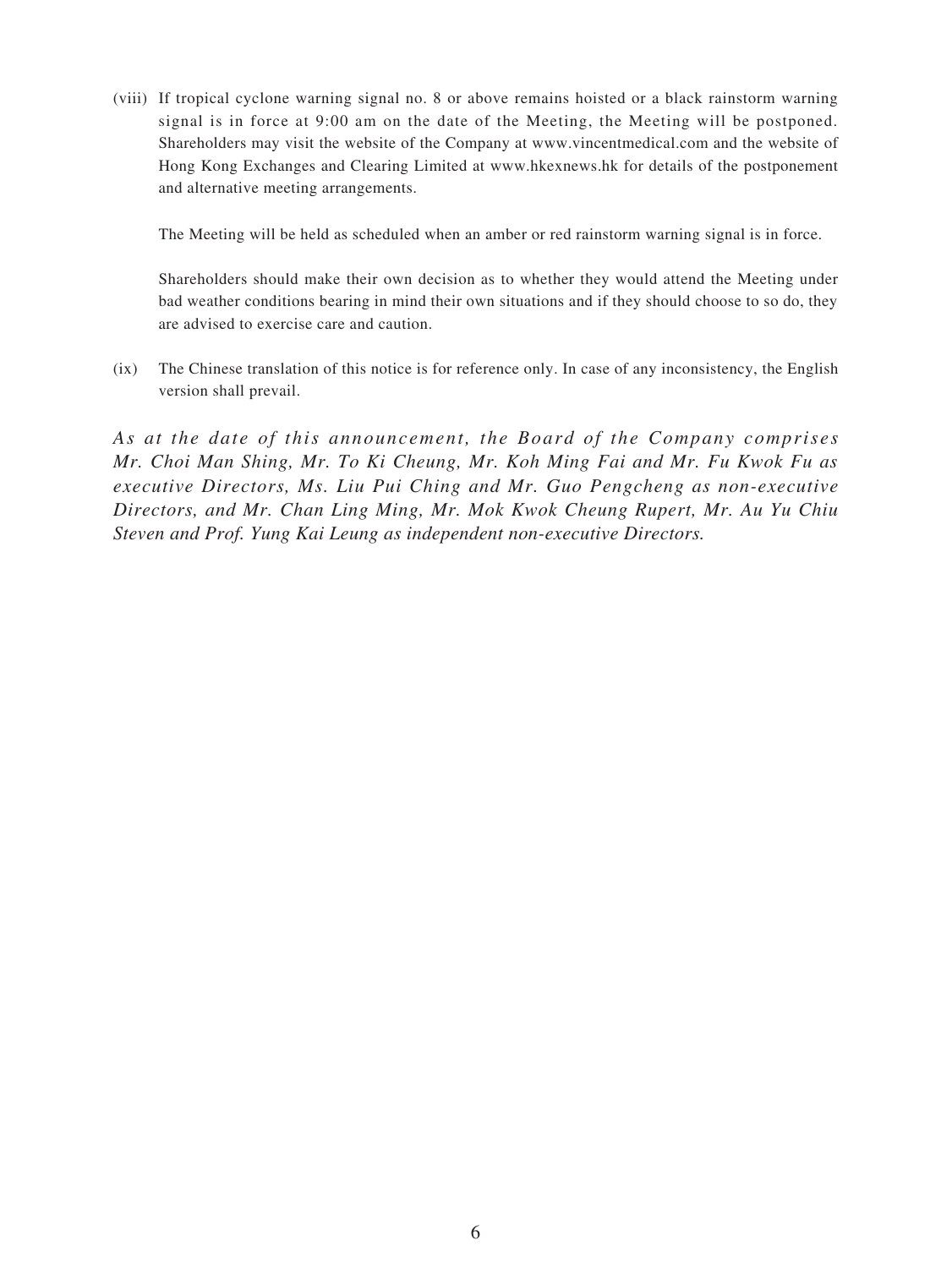(viii) If tropical cyclone warning signal no. 8 or above remains hoisted or a black rainstorm warning signal is in force at 9:00 am on the date of the Meeting, the Meeting will be postponed. Shareholders may visit the website of the Company at www.vincentmedical.com and the website of Hong Kong Exchanges and Clearing Limited at www.hkexnews.hk for details of the postponement and alternative meeting arrangements.

The Meeting will be held as scheduled when an amber or red rainstorm warning signal is in force.

Shareholders should make their own decision as to whether they would attend the Meeting under bad weather conditions bearing in mind their own situations and if they should choose to so do, they are advised to exercise care and caution.

(ix) The Chinese translation of this notice is for reference only. In case of any inconsistency, the English version shall prevail.

*As at the date of this announcement, the Board of the Company comprises Mr. Choi Man Shing, Mr. To Ki Cheung, Mr. Koh Ming Fai and Mr. Fu Kwok Fu as executive Directors, Ms. Liu Pui Ching and Mr. Guo Pengcheng as non-executive Directors, and Mr. Chan Ling Ming, Mr. Mok Kwok Cheung Rupert, Mr. Au Yu Chiu Steven and Prof. Yung Kai Leung as independent non-executive Directors.*